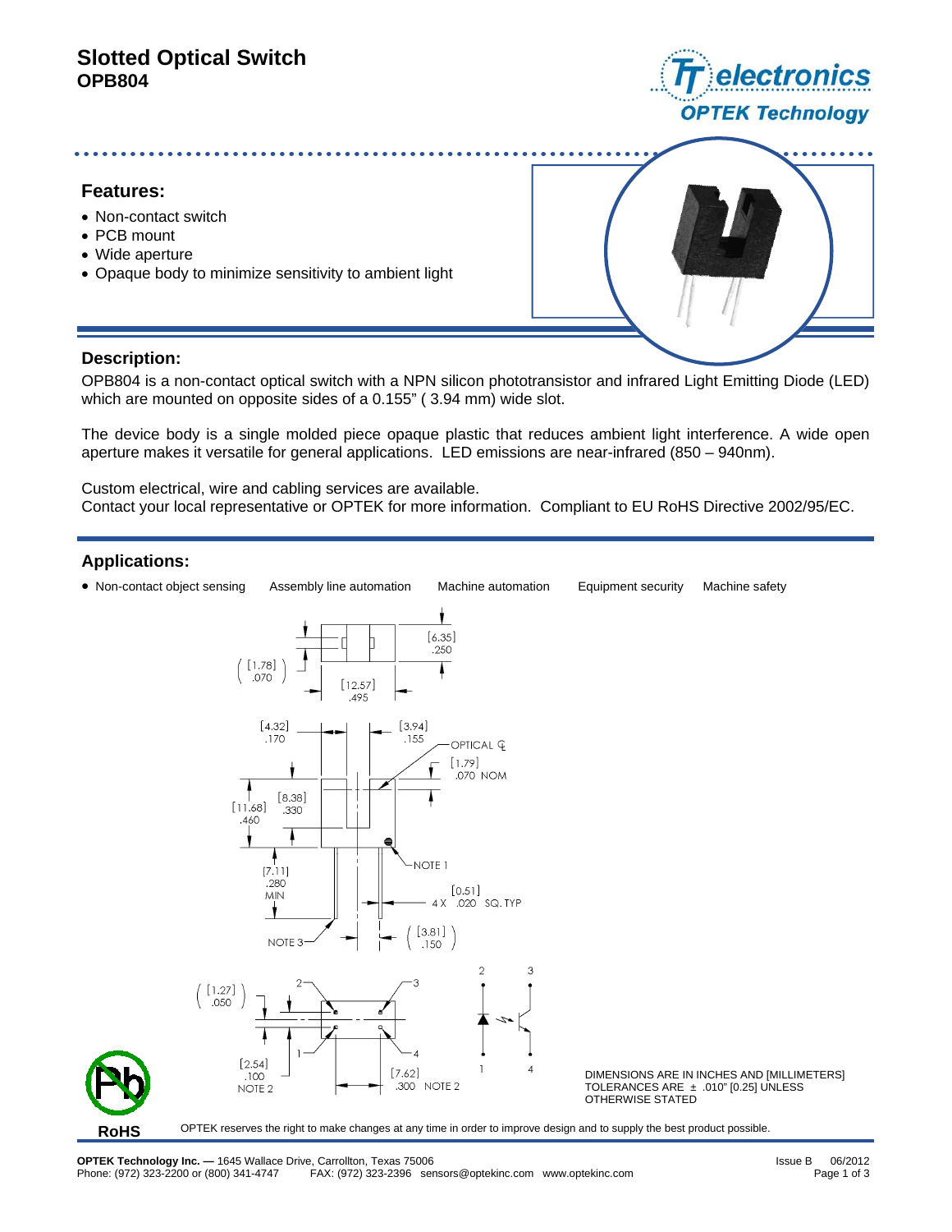# Slotted Optical Switch

## OPB804

## Features:

- Non-contact switch
- PCB mount
- Wide aperture
- Opaque body to minimize sensitivity to ambient light

## Description:

OPB804 is a non-contact optical switch with a NPN silicon phototransistor and infrared Light Emitting Diode (LED) which are mounted on opposite sides of a 0.155" ( 3.94 mm) wide slot.

The device body is a single molded piece opaque plastic that reduces ambient light interference. A wide open aperture makes it versatile for general applications. LED emissions are near-infrared (850 – 940nm).

Custom electrical, wire and cabling services are available.
Contact your local representative or OPTEK for more information. Compliant to EU RoHS Directive 2002/95/EC.

## Applications:

- Non-contact object sensing
- Assembly line automation
- Machine automation
- Equipment security
- Machine safety

DIMENSIONS ARE IN INCHES AND [MILLIMETERS]
TOLERANCES ARE ± .010" [0.25] UNLESS OTHERWISE STATED

RoHS

OPTEK reserves the right to make changes at any time in order to improve design and to supply the best product possible.

**OPTEK Technology Inc. —** 1645 Wallace Drive, Carrollton, Texas 75006
Phone: (972) 323-2200 or (800) 341-4747 FAX: (972) 323-2396 sensors@optekinc.com www.optekinc.com

Issue B 06/2012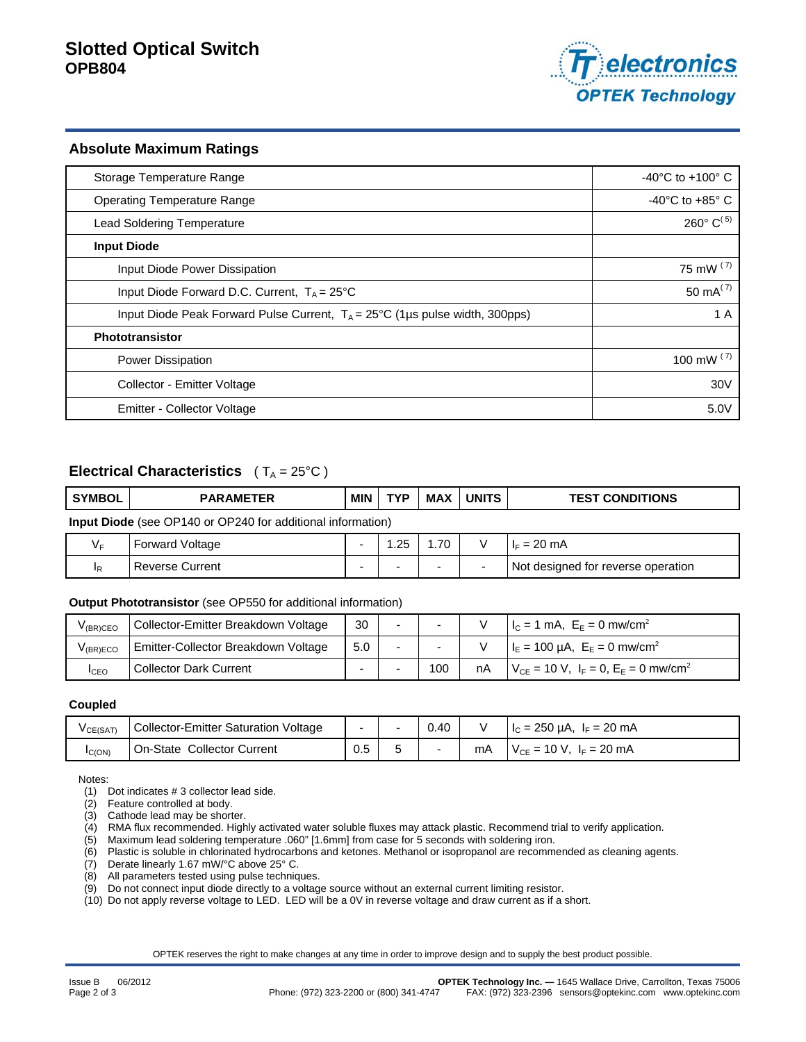# Slotted Optical Switch
## OPB804

### Absolute Maximum Ratings

| Parameter | Rating |
|---|---|
| Storage Temperature Range | -40°C to +100° C |
| Operating Temperature Range | -40°C to +85° C |
| Lead Soldering Temperature | 260° C(5) |
| **Input Diode** | |
| Input Diode Power Dissipation | 75 mW (7) |
| Input Diode Forward D.C. Current, $T_A$ = 25°C | 50 mA(7) |
| Input Diode Peak Forward Pulse Current, $T_A$ = 25°C (1µs pulse width, 300pps) | 1 A |
| **Phototransistor** | |
| Power Dissipation | 100 mW (7) |
| Collector - Emitter Voltage | 30V |
| Emitter - Collector Voltage | 5.0V |

### Electrical Characteristics ( $T_A$ = 25°C )

| SYMBOL | PARAMETER | MIN | TYP | MAX | UNITS | TEST CONDITIONS |
|---|---|---|---|---|---|---|
| **Input Diode** (see OP140 or OP240 for additional information) | | | | | | |
| $V_F$ | Forward Voltage | - | 1.25 | 1.70 | V | $I_F$ = 20 mA |
| $I_R$ | Reverse Current | - | - | - | - | Not designed for reverse operation |
| **Output Phototransistor** (see OP550 for additional information) | | | | | | |
| $V_{(BR)CEO}$ | Collector-Emitter Breakdown Voltage | 30 | - | - | V | $I_C$ = 1 mA, $E_E$ = 0 mw/cm$^2$ |
| $V_{(BR)ECO}$ | Emitter-Collector Breakdown Voltage | 5.0 | - | - | V | $I_E$ = 100 µA, $E_E$ = 0 mw/cm$^2$ |
| $I_{CEO}$ | Collector Dark Current | - | - | 100 | nA | $V_{CE}$ = 10 V, $I_F$ = 0, $E_E$ = 0 mw/cm$^2$ |
| **Coupled** | | | | | | |
| $V_{CE(SAT)}$ | Collector-Emitter Saturation Voltage | - | - | 0.40 | V | $I_C$ = 250 µA, $I_F$ = 20 mA |
| $I_{C(ON)}$ | On-State Collector Current | 0.5 | 5 | - | mA | $V_{CE}$ = 10 V, $I_F$ = 20 mA |

Notes:

(1) Dot indicates # 3 collector lead side.
(2) Feature controlled at body.
(3) Cathode lead may be shorter.
(4) RMA flux recommended. Highly activated water soluble fluxes may attack plastic. Recommend trial to verify application.
(5) Maximum lead soldering temperature .060" [1.6mm] from case for 5 seconds with soldering iron.
(6) Plastic is soluble in chlorinated hydrocarbons and ketones. Methanol or isopropanol are recommended as cleaning agents.
(7) Derate linearly 1.67 mW/°C above 25° C.
(8) All parameters tested using pulse techniques.
(9) Do not connect input diode directly to a voltage source without an external current limiting resistor.
(10) Do not apply reverse voltage to LED. LED will be a 0V in reverse voltage and draw current as if a short.

OPTEK reserves the right to make changes at any time in order to improve design and to supply the best product possible.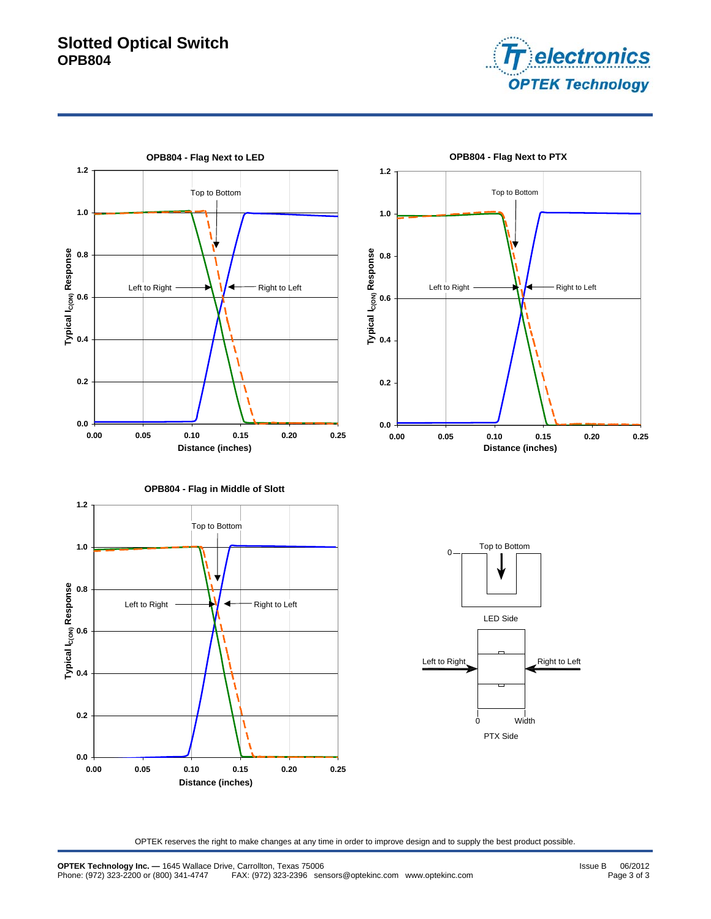# Slotted Optical Switch
## OPB804

**OPB804 - Flag Next to LED**

Top to Bottom
Left to Right
Right to Left

Typical $I_{C(ON)}$ Response

Distance (inches)

**OPB804 - Flag Next to PTX**

Top to Bottom
Left to Right
Right to Left

Typical $I_{C(ON)}$ Response

Distance (inches)

**OPB804 - Flag in Middle of Slott**

Top to Bottom
Left to Right
Right to Left

Typical $I_{C(ON)}$ Response

Distance (inches)

Top to Bottom

0

LED Side

Left to Right

Right to Left

0

Width

PTX Side

OPTEK reserves the right to make changes at any time in order to improve design and to supply the best product possible.

**OPTEK Technology Inc. —** 1645 Wallace Drive, Carrollton, Texas 75006
Phone: (972) 323-2200 or (800) 341-4747 FAX: (972) 323-2396 sensors@optekinc.com www.optekinc.com

Issue B 06/2012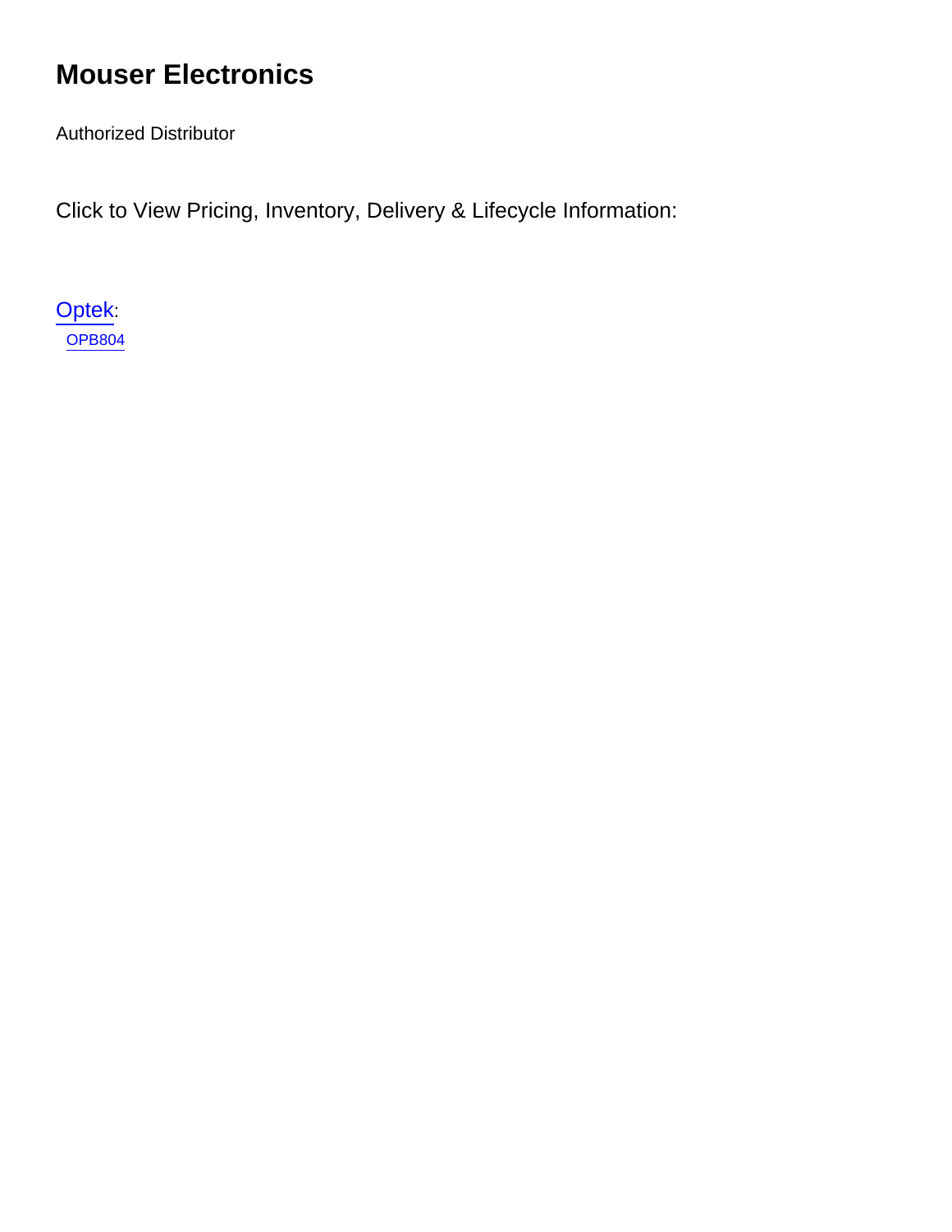# Mouser Electronics

Authorized Distributor

Click to View Pricing, Inventory, Delivery & Lifecycle Information:

Optek:

OPB804